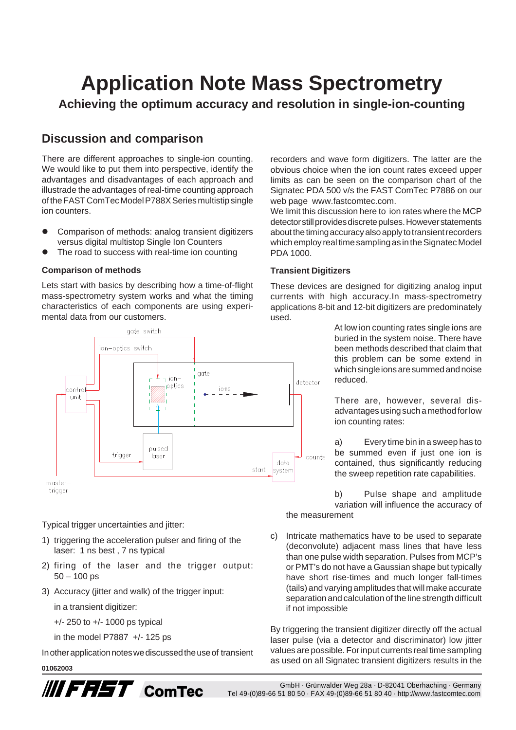# Application Note Mass Spectrometry

## Achieving the optimum accuracy and resolution in single-ion-counting

## Discussion and comparison

There are different approaches to single-ion counting. We would like to put them into perspective, identify the advantages and disadvantages of each approach and illustrade the advantages of real-time counting approach of the FAST ComTec Model P788X Series multistip single ion counters.

- Comparison of methods: analog transient digitizers versus digital multistop Single Ion Counters
- The road to success with real-time ion counting

### Comparison of methods

Lets start with basics by describing how a time-of-flight mass-spectrometry system works and what the timing characteristics of each components are using experimental data from our customers.

Typical trigger uncertainties and jitter:

1) triggering the acceleration pulser and firing of the laser: 1 ns best , 7 ns typical
2) firing of the laser and the trigger output: 50 – 100 ps
3) Accuracy (jitter and walk) of the trigger input:

   in a transient digitizer:

   +/- 250 to +/- 1000 ps typical

   in the model P7887 +/- 125 ps

In other application notes we discussed the use of transient recorders and wave form digitizers. The latter are the obvious choice when the ion count rates exceed upper limits as can be seen on the comparison chart of the Signatec PDA 500 v/s the FAST ComTec P7886 on our web page www.fastcomtec.com.

We limit this discussion here to ion rates where the MCP detector still provides discrete pulses. However statements about the timing accuracy also apply to transient recorders which employ real time sampling as in the Signatec Model PDA 1000.

### Transient Digitizers

These devices are designed for digitizing analog input currents with high accuracy.In mass-spectrometry applications 8-bit and 12-bit digitizers are predominately used.

At low ion counting rates single ions are buried in the system noise. There have been methods described that claim that this problem can be some extend in which single ions are summed and noise reduced.

There are, however, several disadvantages using such a method for low ion counting rates:

a) Every time bin in a sweep has to be summed even if just one ion is contained, thus significantly reducing the sweep repetition rate capabilities.

b) Pulse shape and amplitude variation will influence the accuracy of the measurement

c) Intricate mathematics have to be used to separate (deconvolute) adjacent mass lines that have less than one pulse width separation. Pulses from MCP's or PMT's do not have a Gaussian shape but typically have short rise-times and much longer fall-times (tails) and varying amplitudes that will make accurate separation and calculation of the line strength difficult if not impossible

By triggering the transient digitizer directly off the actual laser pulse (via a detector and discriminator) low jitter values are possible. For input currents real time sampling as used on all Signatec transient digitizers results in the

01062003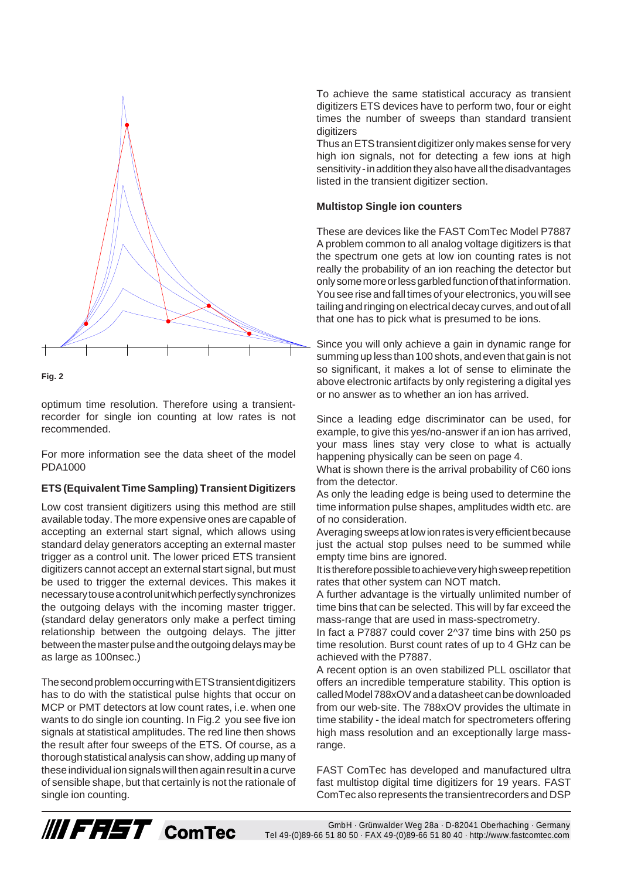Fig. 2

optimum time resolution. Therefore using a transient-recorder for single ion counting at low rates is not recommended.

For more information see the data sheet of the model PDA1000

**ETS (Equivalent Time Sampling) Transient Digitizers**

Low cost transient digitizers using this method are still available today. The more expensive ones are capable of accepting an external start signal, which allows using standard delay generators accepting an external master trigger as a control unit. The lower priced ETS transient digitizers cannot accept an external start signal, but must be used to trigger the external devices. This makes it necessary to use a control unit which perfectly synchronizes the outgoing delays with the incoming master trigger. (standard delay generators only make a perfect timing relationship between the outgoing delays. The jitter between the master pulse and the outgoing delays may be as large as 100nsec.)

The second problem occurring with ETS transient digitizers has to do with the statistical pulse hights that occur on MCP or PMT detectors at low count rates, i.e. when one wants to do single ion counting. In Fig.2 you see five ion signals at statistical amplitudes. The red line then shows the result after four sweeps of the ETS. Of course, as a thorough statistical analysis can show, adding up many of these individual ion signals will then again result in a curve of sensible shape, but that certainly is not the rationale of single ion counting.

To achieve the same statistical accuracy as transient digitizers ETS devices have to perform two, four or eight times the number of sweeps than standard transient digitizers

Thus an ETS transient digitizer only makes sense for very high ion signals, not for detecting a few ions at high sensitivity - in addition they also have all the disadvantages listed in the transient digitizer section.

**Multistop Single ion counters**

These are devices like the FAST ComTec Model P7887

A problem common to all analog voltage digitizers is that the spectrum one gets at low ion counting rates is not really the probability of an ion reaching the detector but only some more or less garbled function of that information. You see rise and fall times of your electronics, you will see tailing and ringing on electrical decay curves, and out of all that one has to pick what is presumed to be ions.

Since you will only achieve a gain in dynamic range for summing up less than 100 shots, and even that gain is not so significant, it makes a lot of sense to eliminate the above electronic artifacts by only registering a digital yes or no answer as to whether an ion has arrived.

Since a leading edge discriminator can be used, for example, to give this yes/no-answer if an ion has arrived, your mass lines stay very close to what is actually happening physically can be seen on page 4.

What is shown there is the arrival probability of C60 ions from the detector.

As only the leading edge is being used to determine the time information pulse shapes, amplitudes width etc. are of no consideration.

Averaging sweeps at low ion rates is very efficient because just the actual stop pulses need to be summed while empty time bins are ignored.

It is therefore possible to achieve very high sweep repetition rates that other system can NOT match.

A further advantage is the virtually unlimited number of time bins that can be selected. This will by far exceed the mass-range that are used in mass-spectrometry.

In fact a P7887 could cover 2^37 time bins with 250 ps time resolution. Burst count rates of up to 4 GHz can be achieved with the P7887.

A recent option is an oven stabilized PLL oscillator that offers an incredible temperature stability. This option is called Model 788xOV and a datasheet can be downloaded from our web-site. The 788xOV provides the ultimate in time stability - the ideal match for spectrometers offering high mass resolution and an exceptionally large mass-range.

FAST ComTec has developed and manufactured ultra fast multistop digital time digitizers for 19 years. FAST ComTec also represents the transientrecorders and DSP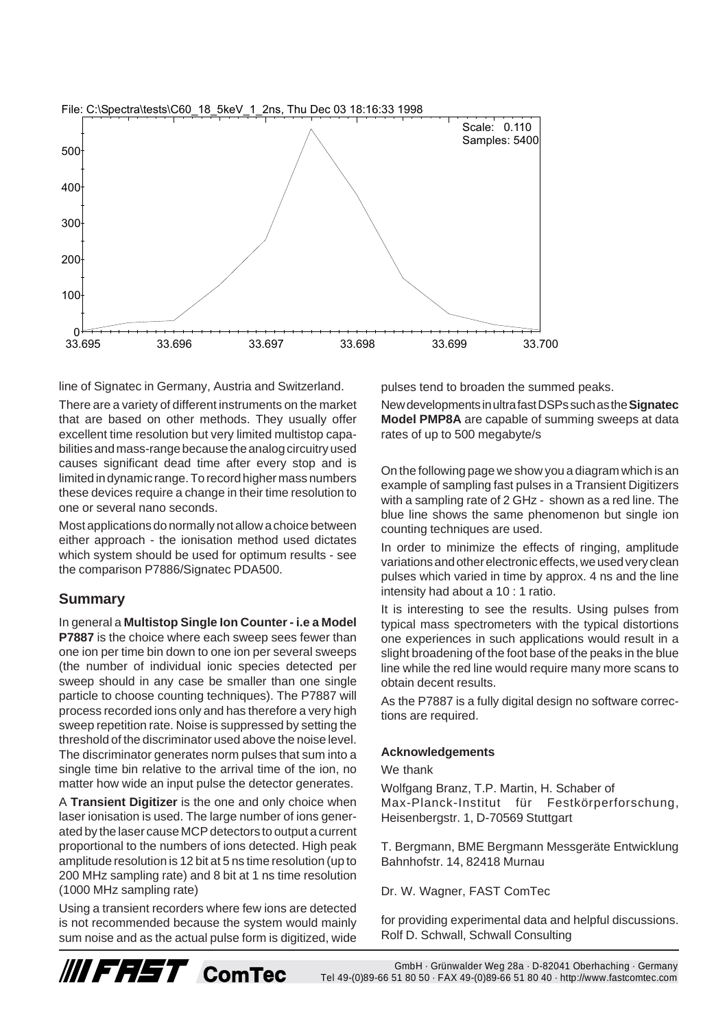File: C:\Spectra\tests\C60_18_5keV_1_2ns, Thu Dec 03 18:16:33 1998

Scale: 0.110
Samples: 5400

line of Signatec in Germany, Austria and Switzerland.

There are a variety of different instruments on the market that are based on other methods. They usually offer excellent time resolution but very limited multistop capabilities and mass-range because the analog circuitry used causes significant dead time after every stop and is limited in dynamic range. To record higher mass numbers these devices require a change in their time resolution to one or several nano seconds.

Most applications do normally not allow a choice between either approach - the ionisation method used dictates which system should be used for optimum results - see the comparison P7886/Signatec PDA500.

## Summary

In general a **Multistop Single Ion Counter - i.e a Model P7887** is the choice where each sweep sees fewer than one ion per time bin down to one ion per several sweeps (the number of individual ionic species detected per sweep should in any case be smaller than one single particle to choose counting techniques). The P7887 will process recorded ions only and has therefore a very high sweep repetition rate. Noise is suppressed by setting the threshold of the discriminator used above the noise level. The discriminator generates norm pulses that sum into a single time bin relative to the arrival time of the ion, no matter how wide an input pulse the detector generates.

A **Transient Digitizer** is the one and only choice when laser ionisation is used. The large number of ions generated by the laser cause MCP detectors to output a current proportional to the numbers of ions detected. High peak amplitude resolution is 12 bit at 5 ns time resolution (up to 200 MHz sampling rate) and 8 bit at 1 ns time resolution (1000 MHz sampling rate)

Using a transient recorders where few ions are detected is not recommended because the system would mainly sum noise and as the actual pulse form is digitized, wide pulses tend to broaden the summed peaks.

New developments in ultra fast DSPs such as the **Signatec Model PMP8A** are capable of summing sweeps at data rates of up to 500 megabyte/s

On the following page we show you a diagram which is an example of sampling fast pulses in a Transient Digitizers with a sampling rate of 2 GHz - shown as a red line. The blue line shows the same phenomenon but single ion counting techniques are used.

In order to minimize the effects of ringing, amplitude variations and other electronic effects, we used very clean pulses which varied in time by approx. 4 ns and the line intensity had about a 10 : 1 ratio.

It is interesting to see the results. Using pulses from typical mass spectrometers with the typical distortions one experiences in such applications would result in a slight broadening of the foot base of the peaks in the blue line while the red line would require many more scans to obtain decent results.

As the P7887 is a fully digital design no software corrections are required.

#### Acknowledgements

We thank

Wolfgang Branz, T.P. Martin, H. Schaber of
Max-Planck-Institut für Festkörperforschung, Heisenbergstr. 1, D-70569 Stuttgart

T. Bergmann, BME Bergmann Messgeräte Entwicklung
Bahnhofstr. 14, 82418 Murnau

Dr. W. Wagner, FAST ComTec

for providing experimental data and helpful discussions.
Rolf D. Schwall, Schwall Consulting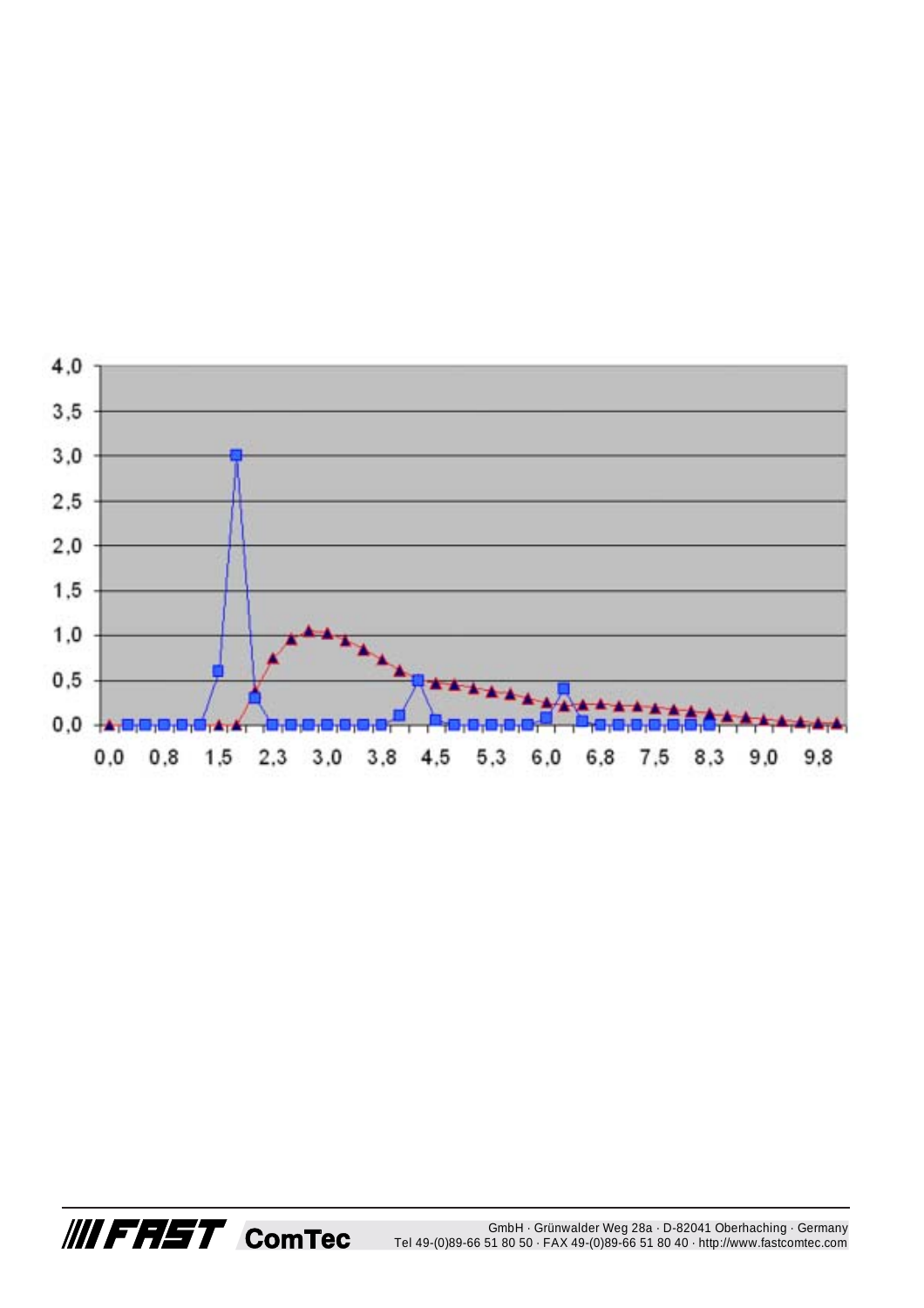4,0
3,5
3,0
2,5
2,0
1,5
1,0
0,5
0,0

0,0 0,8 1,5 2,3 3,0 3,8 4,5 5,3 6,0 6,8 7,5 8,3 9,0 9,8